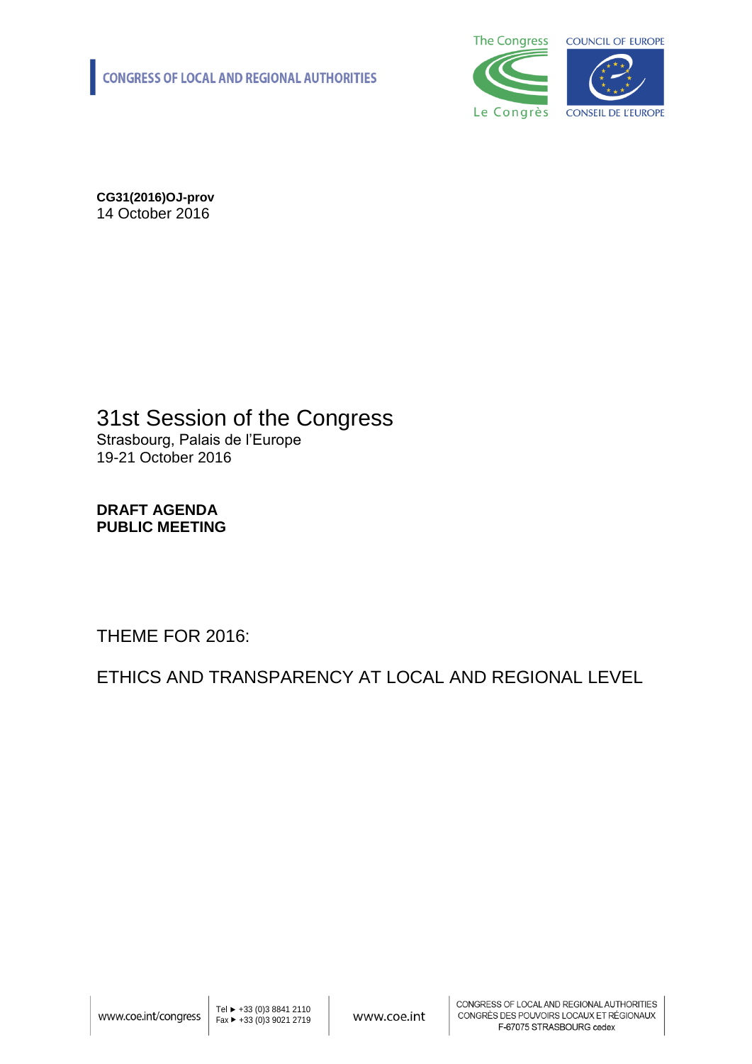CONGRESS OF LOCAL AND REGIONAL AUTHORITIES

**CG31(2016)OJ-prov**
14 October 2016

# 31st Session of the Congress

Strasbourg, Palais de l'Europe
19-21 October 2016

**DRAFT AGENDA**
**PUBLIC MEETING**

THEME FOR 2016:

ETHICS AND TRANSPARENCY AT LOCAL AND REGIONAL LEVEL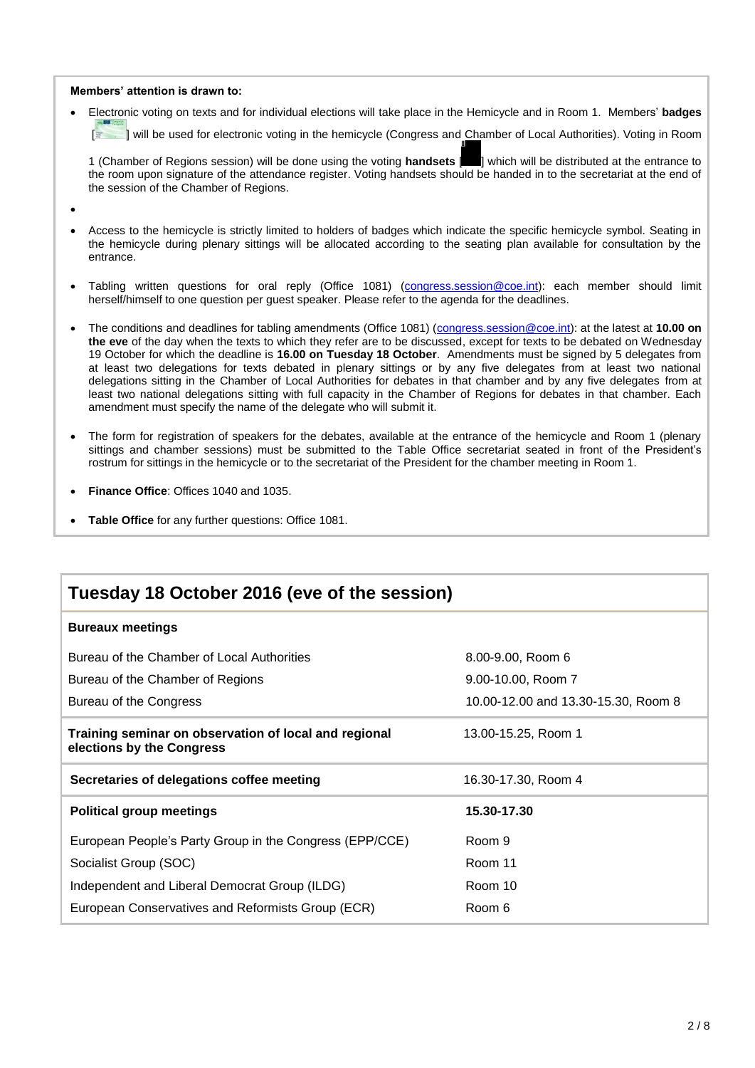**Members' attention is drawn to:**

- Electronic voting on texts and for individual elections will take place in the Hemicycle and in Room 1. Members' **badges** [ ] will be used for electronic voting in the hemicycle (Congress and Chamber of Local Authorities). Voting in Room 1 (Chamber of Regions session) will be done using the voting **handsets** [ ] which will be distributed at the entrance to the room upon signature of the attendance register. Voting handsets should be handed in to the secretariat at the end of the session of the Chamber of Regions.

- 

- Access to the hemicycle is strictly limited to holders of badges which indicate the specific hemicycle symbol. Seating in the hemicycle during plenary sittings will be allocated according to the seating plan available for consultation by the entrance.

- Tabling written questions for oral reply (Office 1081) (congress.session@coe.int): each member should limit herself/himself to one question per guest speaker. Please refer to the agenda for the deadlines.

- The conditions and deadlines for tabling amendments (Office 1081) (congress.session@coe.int): at the latest at **10.00 on the eve** of the day when the texts to which they refer are to be discussed, except for texts to be debated on Wednesday 19 October for which the deadline is **16.00 on Tuesday 18 October**. Amendments must be signed by 5 delegates from at least two delegations for texts debated in plenary sittings or by any five delegates from at least two national delegations sitting in the Chamber of Local Authorities for debates in that chamber and by any five delegates from at least two national delegations sitting with full capacity in the Chamber of Regions for debates in that chamber. Each amendment must specify the name of the delegate who will submit it.

- The form for registration of speakers for the debates, available at the entrance of the hemicycle and Room 1 (plenary sittings and chamber sessions) must be submitted to the Table Office secretariat seated in front of the President's rostrum for sittings in the hemicycle or to the secretariat of the President for the chamber meeting in Room 1.

- **Finance Office**: Offices 1040 and 1035.

- **Table Office** for any further questions: Office 1081.

## Tuesday 18 October 2016 (eve of the session)

| **Bureaux meetings** | |
|---|---|
| Bureau of the Chamber of Local Authorities | 8.00-9.00, Room 6 |
| Bureau of the Chamber of Regions | 9.00-10.00, Room 7 |
| Bureau of the Congress | 10.00-12.00 and 13.30-15.30, Room 8 |
| **Training seminar on observation of local and regional elections by the Congress** | 13.00-15.25, Room 1 |
| **Secretaries of delegations coffee meeting** | 16.30-17.30, Room 4 |
| **Political group meetings** | **15.30-17.30** |
| European People's Party Group in the Congress (EPP/CCE) | Room 9 |
| Socialist Group (SOC) | Room 11 |
| Independent and Liberal Democrat Group (ILDG) | Room 10 |
| European Conservatives and Reformists Group (ECR) | Room 6 |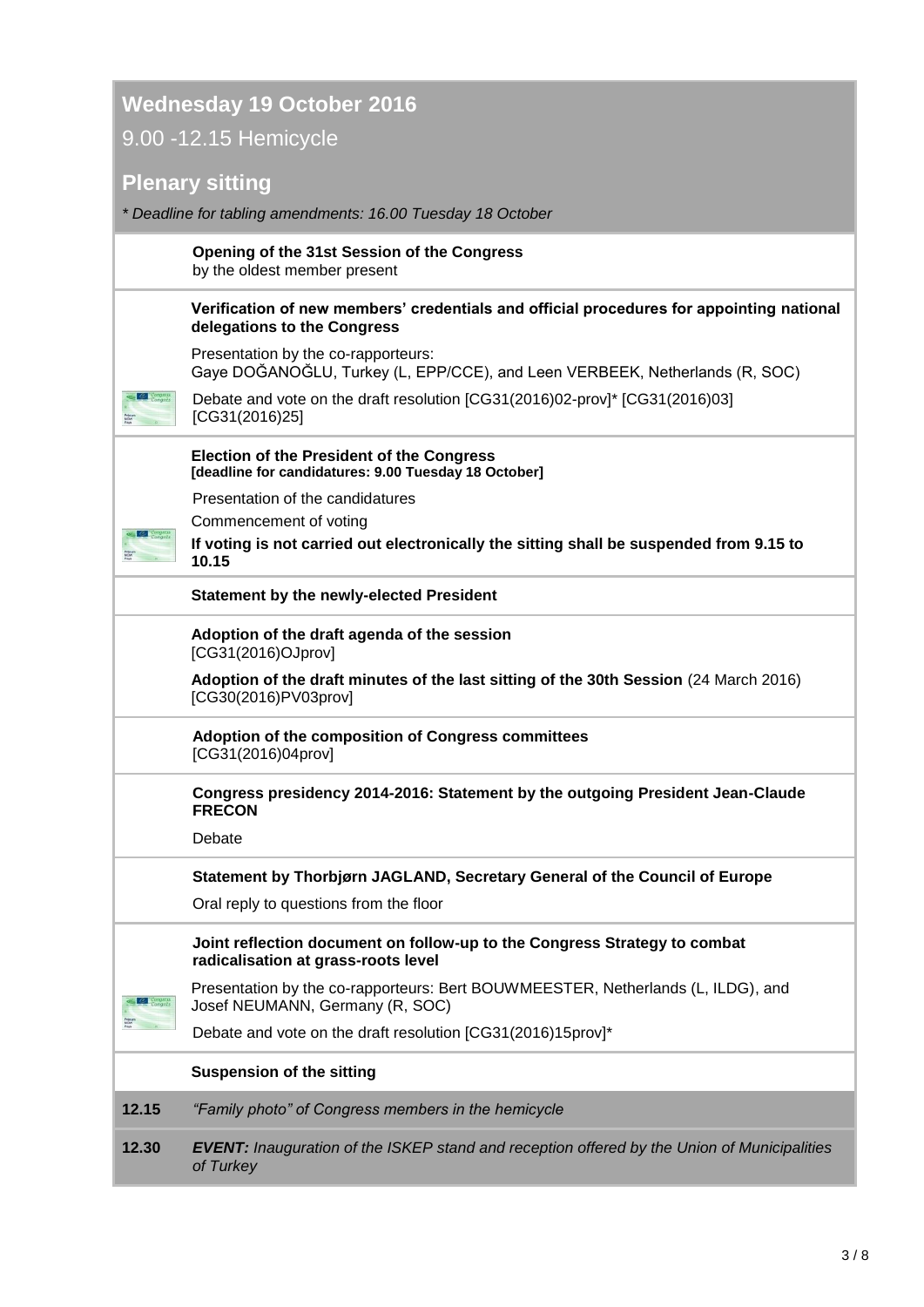## Wednesday 19 October 2016

9.00 -12.15 Hemicycle

## Plenary sitting

*\* Deadline for tabling amendments: 16.00 Tuesday 18 October*

**Opening of the 31st Session of the Congress**
by the oldest member present

**Verification of new members' credentials and official procedures for appointing national delegations to the Congress**

Presentation by the co-rapporteurs:
Gaye DOĞANOĞLU, Turkey (L, EPP/CCE), and Leen VERBEEK, Netherlands (R, SOC)

Debate and vote on the draft resolution [CG31(2016)02-prov]* [CG31(2016)03] [CG31(2016)25]

**Election of the President of the Congress**
**[deadline for candidatures: 9.00 Tuesday 18 October]**

Presentation of the candidatures

Commencement of voting

**If voting is not carried out electronically the sitting shall be suspended from 9.15 to 10.15**

**Statement by the newly-elected President**

**Adoption of the draft agenda of the session**
[CG31(2016)OJprov]

**Adoption of the draft minutes of the last sitting of the 30th Session** (24 March 2016)
[CG30(2016)PV03prov]

**Adoption of the composition of Congress committees**
[CG31(2016)04prov]

**Congress presidency 2014-2016: Statement by the outgoing President Jean-Claude FRECON**

Debate

**Statement by Thorbjørn JAGLAND, Secretary General of the Council of Europe**

Oral reply to questions from the floor

**Joint reflection document on follow-up to the Congress Strategy to combat radicalisation at grass-roots level**

Presentation by the co-rapporteurs: Bert BOUWMEESTER, Netherlands (L, ILDG), and Josef NEUMANN, Germany (R, SOC)

Debate and vote on the draft resolution [CG31(2016)15prov]*

**Suspension of the sitting**

**12.15** *"Family photo" of Congress members in the hemicycle*

**12.30** ***EVENT:*** *Inauguration of the ISKEP stand and reception offered by the Union of Municipalities of Turkey*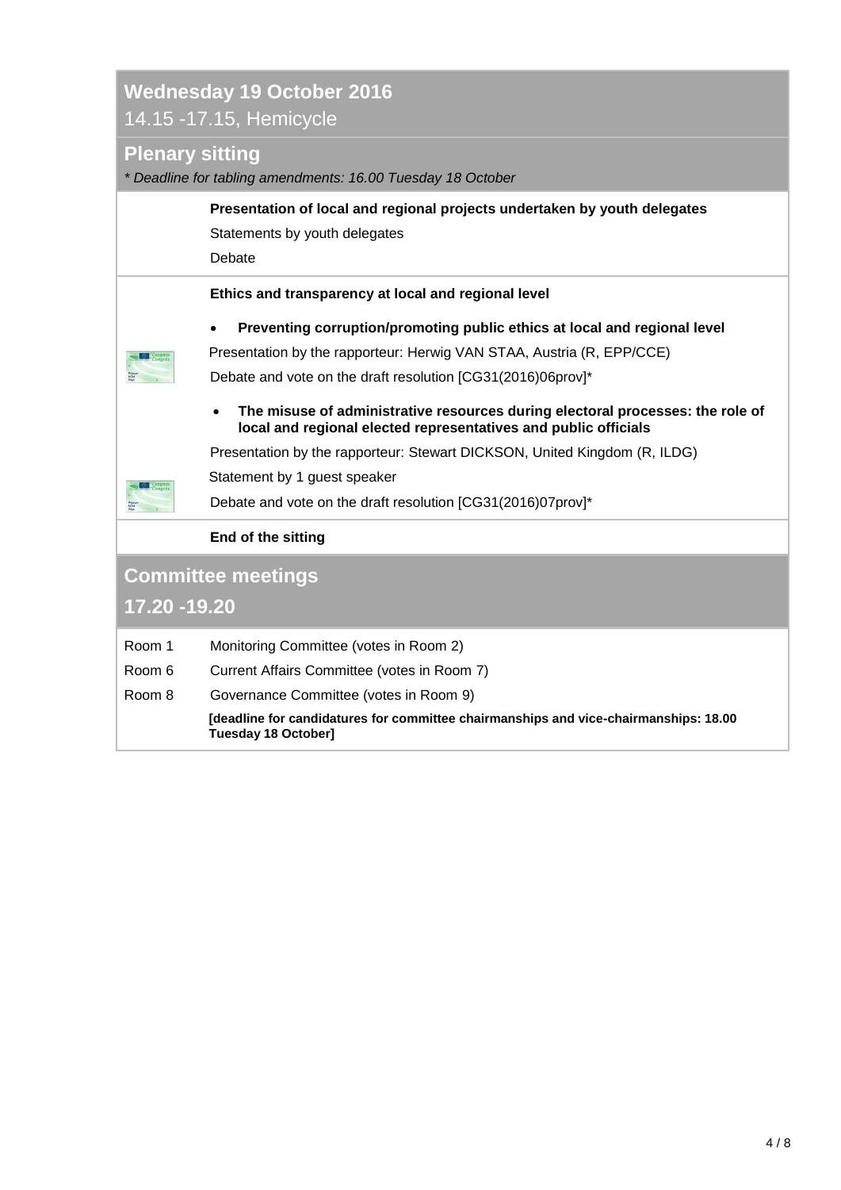## Wednesday 19 October 2016

14.15 -17.15, Hemicycle

### Plenary sitting

*\* Deadline for tabling amendments: 16.00 Tuesday 18 October*

**Presentation of local and regional projects undertaken by youth delegates**

Statements by youth delegates

Debate

**Ethics and transparency at local and regional level**

- **Preventing corruption/promoting public ethics at local and regional level**

Presentation by the rapporteur: Herwig VAN STAA, Austria (R, EPP/CCE)

Debate and vote on the draft resolution [CG31(2016)06prov]*

- **The misuse of administrative resources during electoral processes: the role of local and regional elected representatives and public officials**

Presentation by the rapporteur: Stewart DICKSON, United Kingdom (R, ILDG)

Statement by 1 guest speaker

Debate and vote on the draft resolution [CG31(2016)07prov]*

**End of the sitting**

## Committee meetings

## 17.20 -19.20

| | |
|---|---|
| Room 1 | Monitoring Committee (votes in Room 2) |
| Room 6 | Current Affairs Committee (votes in Room 7) |
| Room 8 | Governance Committee (votes in Room 9) |
| | **[deadline for candidatures for committee chairmanships and vice-chairmanships: 18.00 Tuesday 18 October]** |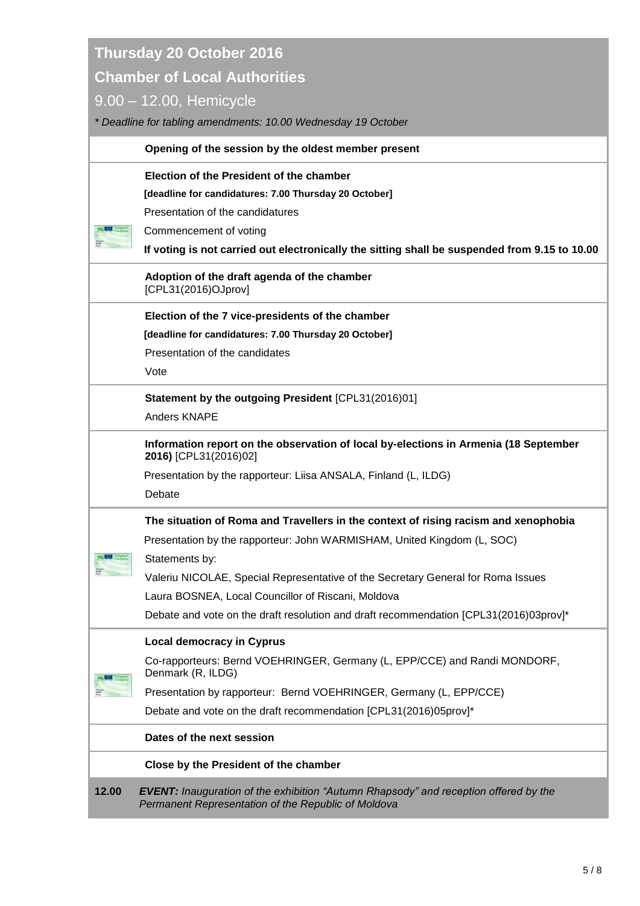## Thursday 20 October 2016

## Chamber of Local Authorities

9.00 – 12.00, Hemicycle

*\* Deadline for tabling amendments: 10.00 Wednesday 19 October*

**Opening of the session by the oldest member present**

**Election of the President of the chamber**

**[deadline for candidatures: 7.00 Thursday 20 October]**

Presentation of the candidatures

Commencement of voting

**If voting is not carried out electronically the sitting shall be suspended from 9.15 to 10.00**

**Adoption of the draft agenda of the chamber**
[CPL31(2016)OJprov]

**Election of the 7 vice-presidents of the chamber**

**[deadline for candidatures: 7.00 Thursday 20 October]**

Presentation of the candidates

Vote

**Statement by the outgoing President** [CPL31(2016)01]

Anders KNAPE

**Information report on the observation of local by-elections in Armenia (18 September 2016)** [CPL31(2016)02]

Presentation by the rapporteur: Liisa ANSALA, Finland (L, ILDG)

Debate

**The situation of Roma and Travellers in the context of rising racism and xenophobia**

Presentation by the rapporteur: John WARMISHAM, United Kingdom (L, SOC)

Statements by:

Valeriu NICOLAE, Special Representative of the Secretary General for Roma Issues

Laura BOSNEA, Local Councillor of Riscani, Moldova

Debate and vote on the draft resolution and draft recommendation [CPL31(2016)03prov]*

**Local democracy in Cyprus**

Co-rapporteurs: Bernd VOEHRINGER, Germany (L, EPP/CCE) and Randi MONDORF, Denmark (R, ILDG)

Presentation by rapporteur: Bernd VOEHRINGER, Germany (L, EPP/CCE)

Debate and vote on the draft recommendation [CPL31(2016)05prov]*

**Dates of the next session**

**Close by the President of the chamber**

**12.00** ***EVENT:*** *Inauguration of the exhibition "Autumn Rhapsody" and reception offered by the Permanent Representation of the Republic of Moldova*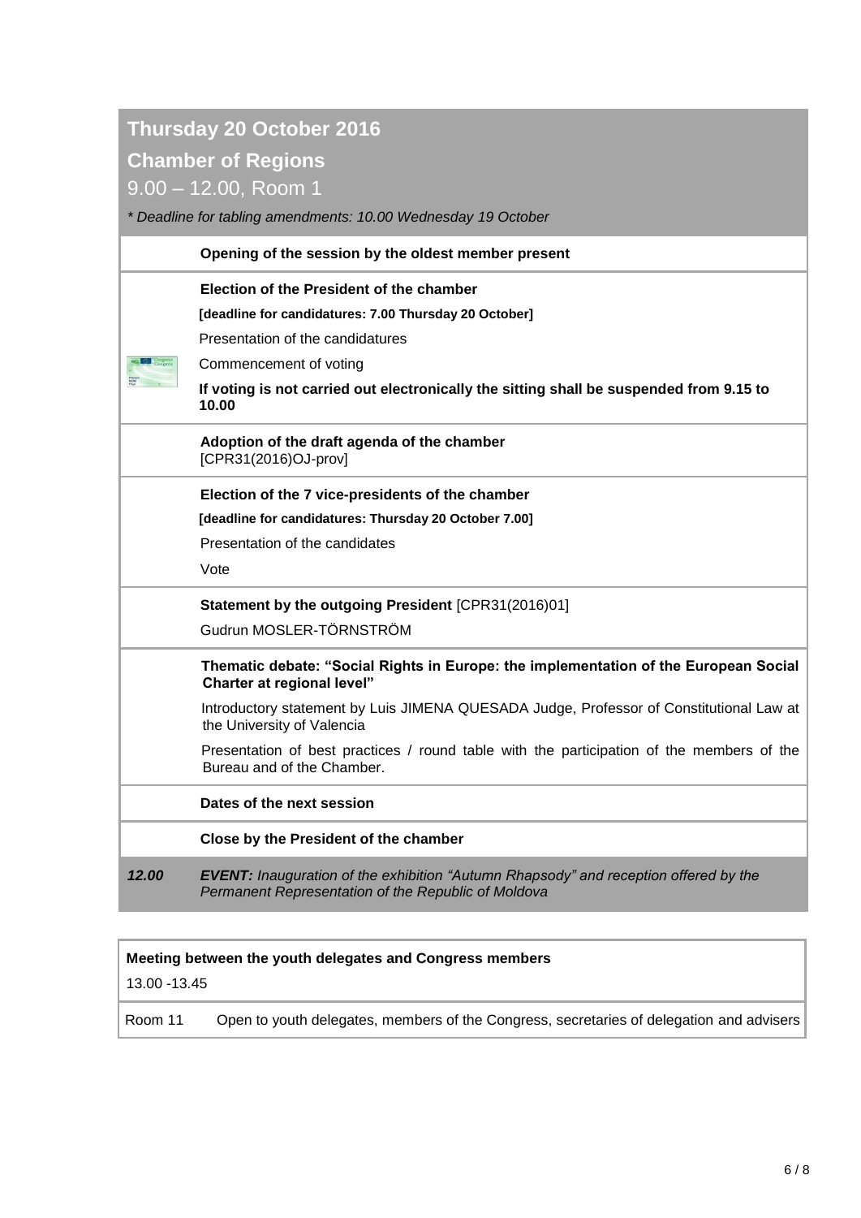## Thursday 20 October 2016

## Chamber of Regions

9.00 – 12.00, Room 1

*\* Deadline for tabling amendments: 10.00 Wednesday 19 October*

**Opening of the session by the oldest member present**

**Election of the President of the chamber**

**[deadline for candidatures: 7.00 Thursday 20 October]**

Presentation of the candidatures

Commencement of voting

**If voting is not carried out electronically the sitting shall be suspended from 9.15 to 10.00**

**Adoption of the draft agenda of the chamber**
[CPR31(2016)OJ-prov]

**Election of the 7 vice-presidents of the chamber**

**[deadline for candidatures: Thursday 20 October 7.00]**

Presentation of the candidates

Vote

**Statement by the outgoing President** [CPR31(2016)01]

Gudrun MOSLER-TÖRNSTRÖM

**Thematic debate: "Social Rights in Europe: the implementation of the European Social Charter at regional level"**

Introductory statement by Luis JIMENA QUESADA Judge, Professor of Constitutional Law at the University of Valencia

Presentation of best practices / round table with the participation of the members of the Bureau and of the Chamber.

**Dates of the next session**

**Close by the President of the chamber**

***12.00*** ***EVENT:*** *Inauguration of the exhibition "Autumn Rhapsody" and reception offered by the Permanent Representation of the Republic of Moldova*

| **Meeting between the youth delegates and Congress members** | |
|---|---|
| 13.00 -13.45 | |
| Room 11 | Open to youth delegates, members of the Congress, secretaries of delegation and advisers |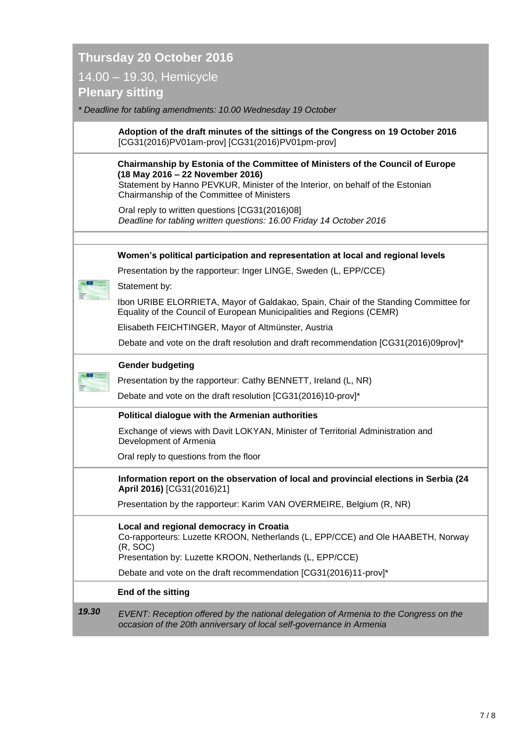## Thursday 20 October 2016

14.00 – 19.30, Hemicycle

### Plenary sitting

*\* Deadline for tabling amendments: 10.00 Wednesday 19 October*

**Adoption of the draft minutes of the sittings of the Congress on 19 October 2016**
[CG31(2016)PV01am-prov] [CG31(2016)PV01pm-prov]

**Chairmanship by Estonia of the Committee of Ministers of the Council of Europe (18 May 2016 – 22 November 2016)**
Statement by Hanno PEVKUR, Minister of the Interior, on behalf of the Estonian Chairmanship of the Committee of Ministers

Oral reply to written questions [CG31(2016)08]
*Deadline for tabling written questions: 16.00 Friday 14 October 2016*

**Women's political participation and representation at local and regional levels**

Presentation by the rapporteur: Inger LINGE, Sweden (L, EPP/CCE)

Statement by:

Ibon URIBE ELORRIETA, Mayor of Galdakao, Spain, Chair of the Standing Committee for Equality of the Council of European Municipalities and Regions (CEMR)

Elisabeth FEICHTINGER, Mayor of Altmünster, Austria

Debate and vote on the draft resolution and draft recommendation [CG31(2016)09prov]*

**Gender budgeting**

Presentation by the rapporteur: Cathy BENNETT, Ireland (L, NR)

Debate and vote on the draft resolution [CG31(2016)10-prov]*

**Political dialogue with the Armenian authorities**

Exchange of views with Davit LOKYAN, Minister of Territorial Administration and Development of Armenia

Oral reply to questions from the floor

**Information report on the observation of local and provincial elections in Serbia (24 April 2016)** [CG31(2016)21]

Presentation by the rapporteur: Karim VAN OVERMEIRE, Belgium (R, NR)

**Local and regional democracy in Croatia**
Co-rapporteurs: Luzette KROON, Netherlands (L, EPP/CCE) and Ole HAABETH, Norway (R, SOC)
Presentation by: Luzette KROON, Netherlands (L, EPP/CCE)

Debate and vote on the draft recommendation [CG31(2016)11-prov]*

**End of the sitting**

***19.30*** *EVENT: Reception offered by the national delegation of Armenia to the Congress on the occasion of the 20th anniversary of local self-governance in Armenia*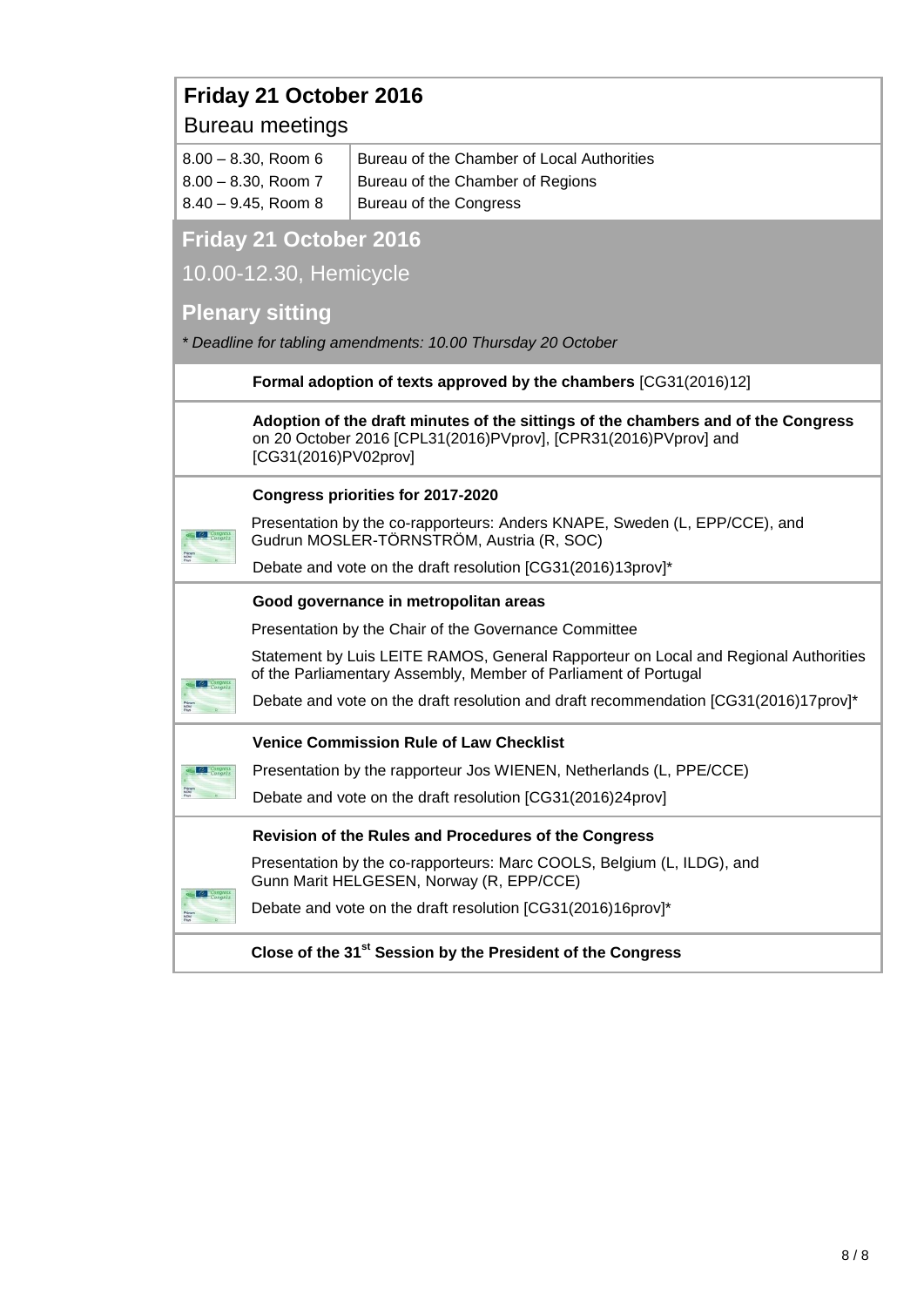## Friday 21 October 2016

### Bureau meetings

| | |
|---|---|
| 8.00 – 8.30, Room 6 | Bureau of the Chamber of Local Authorities |
| 8.00 – 8.30, Room 7 | Bureau of the Chamber of Regions |
| 8.40 – 9.45, Room 8 | Bureau of the Congress |

## Friday 21 October 2016

10.00-12.30, Hemicycle

### Plenary sitting

*\* Deadline for tabling amendments: 10.00 Thursday 20 October*

**Formal adoption of texts approved by the chambers** [CG31(2016)12]

**Adoption of the draft minutes of the sittings of the chambers and of the Congress** on 20 October 2016 [CPL31(2016)PVprov], [CPR31(2016)PVprov] and [CG31(2016)PV02prov]

**Congress priorities for 2017-2020**

Presentation by the co-rapporteurs: Anders KNAPE, Sweden (L, EPP/CCE), and Gudrun MOSLER-TÖRNSTRÖM, Austria (R, SOC)

Debate and vote on the draft resolution [CG31(2016)13prov]*

**Good governance in metropolitan areas**

Presentation by the Chair of the Governance Committee

Statement by Luis LEITE RAMOS, General Rapporteur on Local and Regional Authorities of the Parliamentary Assembly, Member of Parliament of Portugal

Debate and vote on the draft resolution and draft recommendation [CG31(2016)17prov]*

**Venice Commission Rule of Law Checklist**

Presentation by the rapporteur Jos WIENEN, Netherlands (L, PPE/CCE)

Debate and vote on the draft resolution [CG31(2016)24prov]

**Revision of the Rules and Procedures of the Congress**

Presentation by the co-rapporteurs: Marc COOLS, Belgium (L, ILDG), and Gunn Marit HELGESEN, Norway (R, EPP/CCE)

Debate and vote on the draft resolution [CG31(2016)16prov]*

**Close of the 31st Session by the President of the Congress**